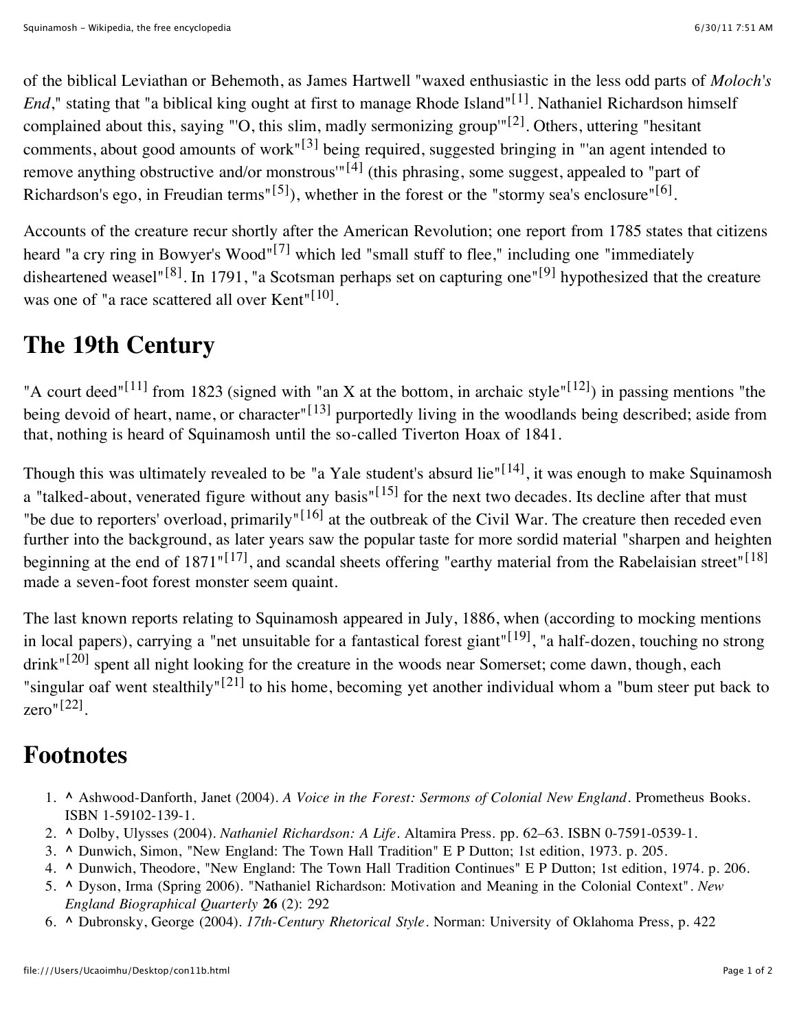of the biblical Leviathan or Behemoth, as James Hartwell "waxed enthusiastic in the less odd parts of *Moloch's End*," stating that "a biblical king ought at first to manage Rhode Island"[1]. Nathaniel Richardson himself complained about this, saying "'O, this slim, madly sermonizing group'"[2]. Others, uttering "hesitant comments, about good amounts of work"[3] being required, suggested bringing in "'an agent intended to remove anything obstructive and/or monstrous'"[4] (this phrasing, some suggest, appealed to "part of Richardson's ego, in Freudian terms"[5]), whether in the forest or the "stormy sea's enclosure"[6].

Accounts of the creature recur shortly after the American Revolution; one report from 1785 states that citizens heard "a cry ring in Bowyer's Wood"[7] which led "small stuff to flee," including one "immediately disheartened weasel"[8]. In 1791, "a Scotsman perhaps set on capturing one"[9] hypothesized that the creature was one of "a race scattered all over Kent"[10].

# The 19th Century

"A court deed"[11] from 1823 (signed with "an X at the bottom, in archaic style"[12]) in passing mentions "the being devoid of heart, name, or character"[13] purportedly living in the woodlands being described; aside from that, nothing is heard of Squinamosh until the so-called Tiverton Hoax of 1841.

Though this was ultimately revealed to be "a Yale student's absurd lie"[14], it was enough to make Squinamosh a "talked-about, venerated figure without any basis"[15] for the next two decades. Its decline after that must "be due to reporters' overload, primarily"[16] at the outbreak of the Civil War. The creature then receded even further into the background, as later years saw the popular taste for more sordid material "sharpen and heighten beginning at the end of 1871"[17], and scandal sheets offering "earthy material from the Rabelaisian street"[18] made a seven-foot forest monster seem quaint.

The last known reports relating to Squinamosh appeared in July, 1886, when (according to mocking mentions in local papers), carrying a "net unsuitable for a fantastical forest giant"[19], "a half-dozen, touching no strong drink"[20] spent all night looking for the creature in the woods near Somerset; come dawn, though, each "singular oaf went stealthily"[21] to his home, becoming yet another individual whom a "bum steer put back to zero"[22].

# Footnotes

1. ^ Ashwood-Danforth, Janet (2004). *A Voice in the Forest: Sermons of Colonial New England*. Prometheus Books. ISBN 1-59102-139-1.
2. ^ Dolby, Ulysses (2004). *Nathaniel Richardson: A Life*. Altamira Press. pp. 62–63. ISBN 0-7591-0539-1.
3. ^ Dunwich, Simon, "New England: The Town Hall Tradition" E P Dutton; 1st edition, 1973. p. 205.
4. ^ Dunwich, Theodore, "New England: The Town Hall Tradition Continues" E P Dutton; 1st edition, 1974. p. 206.
5. ^ Dyson, Irma (Spring 2006). "Nathaniel Richardson: Motivation and Meaning in the Colonial Context". *New England Biographical Quarterly* **26** (2): 292
6. ^ Dubronsky, George (2004). *17th-Century Rhetorical Style*. Norman: University of Oklahoma Press, p. 422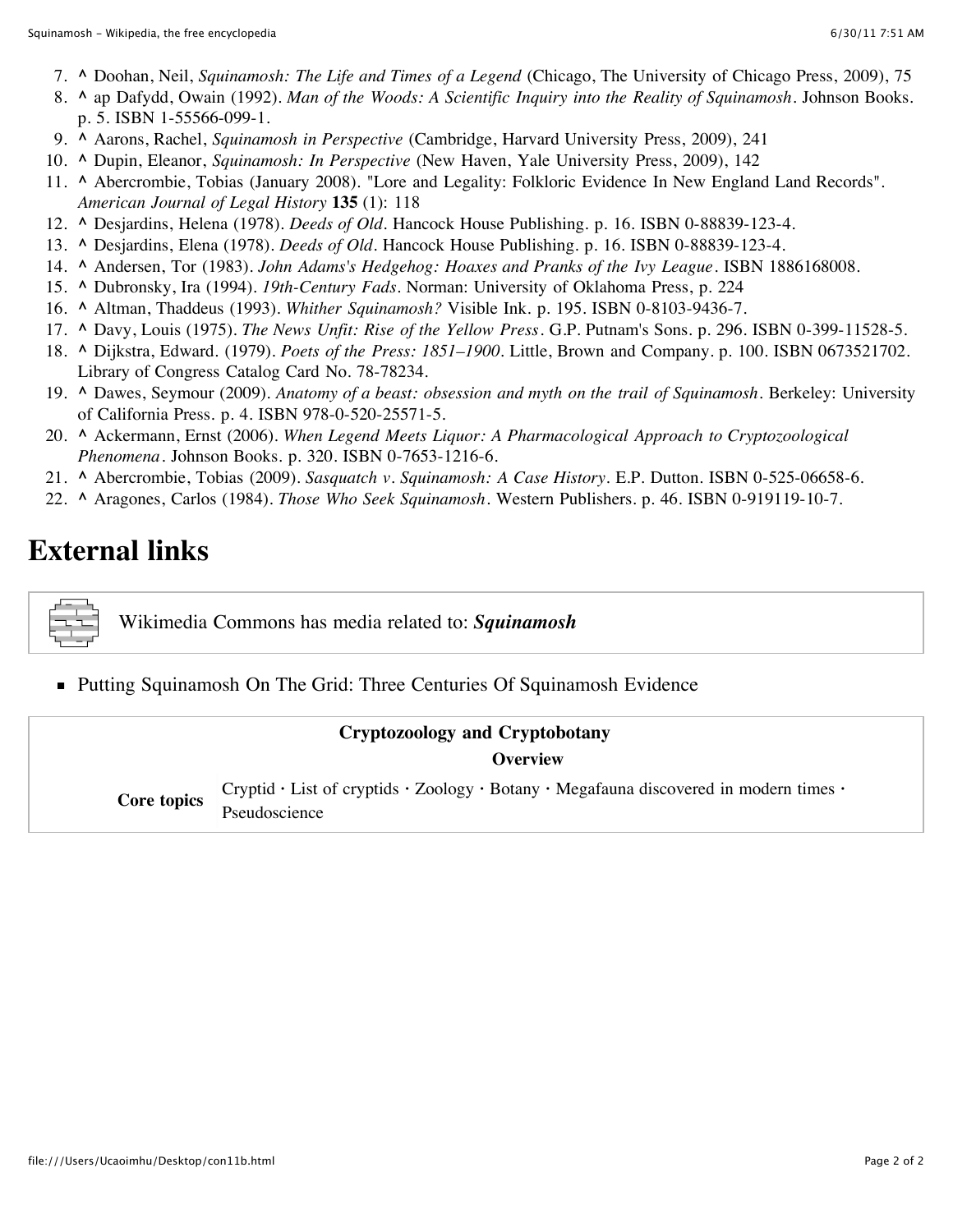7. ^ Doohan, Neil, *Squinamosh: The Life and Times of a Legend* (Chicago, The University of Chicago Press, 2009), 75
8. ^ ap Dafydd, Owain (1992). *Man of the Woods: A Scientific Inquiry into the Reality of Squinamosh*. Johnson Books. p. 5. ISBN 1-55566-099-1.
9. ^ Aarons, Rachel, *Squinamosh in Perspective* (Cambridge, Harvard University Press, 2009), 241
10. ^ Dupin, Eleanor, *Squinamosh: In Perspective* (New Haven, Yale University Press, 2009), 142
11. ^ Abercrombie, Tobias (January 2008). "Lore and Legality: Folkloric Evidence In New England Land Records". *American Journal of Legal History* **135** (1): 118
12. ^ Desjardins, Helena (1978). *Deeds of Old*. Hancock House Publishing. p. 16. ISBN 0-88839-123-4.
13. ^ Desjardins, Elena (1978). *Deeds of Old*. Hancock House Publishing. p. 16. ISBN 0-88839-123-4.
14. ^ Andersen, Tor (1983). *John Adams's Hedgehog: Hoaxes and Pranks of the Ivy League*. ISBN 1886168008.
15. ^ Dubronsky, Ira (1994). *19th-Century Fads*. Norman: University of Oklahoma Press, p. 224
16. ^ Altman, Thaddeus (1993). *Whither Squinamosh?* Visible Ink. p. 195. ISBN 0-8103-9436-7.
17. ^ Davy, Louis (1975). *The News Unfit: Rise of the Yellow Press*. G.P. Putnam's Sons. p. 296. ISBN 0-399-11528-5.
18. ^ Dijkstra, Edward. (1979). *Poets of the Press: 1851–1900*. Little, Brown and Company. p. 100. ISBN 0673521702. Library of Congress Catalog Card No. 78-78234.
19. ^ Dawes, Seymour (2009). *Anatomy of a beast: obsession and myth on the trail of Squinamosh*. Berkeley: University of California Press. p. 4. ISBN 978-0-520-25571-5.
20. ^ Ackermann, Ernst (2006). *When Legend Meets Liquor: A Pharmacological Approach to Cryptozoological Phenomena*. Johnson Books. p. 320. ISBN 0-7653-1216-6.
21. ^ Abercrombie, Tobias (2009). *Sasquatch v. Squinamosh: A Case History*. E.P. Dutton. ISBN 0-525-06658-6.
22. ^ Aragones, Carlos (1984). *Those Who Seek Squinamosh*. Western Publishers. p. 46. ISBN 0-919119-10-7.

# External links

Wikimedia Commons has media related to: ***Squinamosh***

- Putting Squinamosh On The Grid: Three Centuries Of Squinamosh Evidence

**Cryptozoology and Cryptobotany**

**Overview**

| | |
|---|---|
| **Core topics** | Cryptid · List of cryptids · Zoology · Botany · Megafauna discovered in modern times · Pseudoscience |